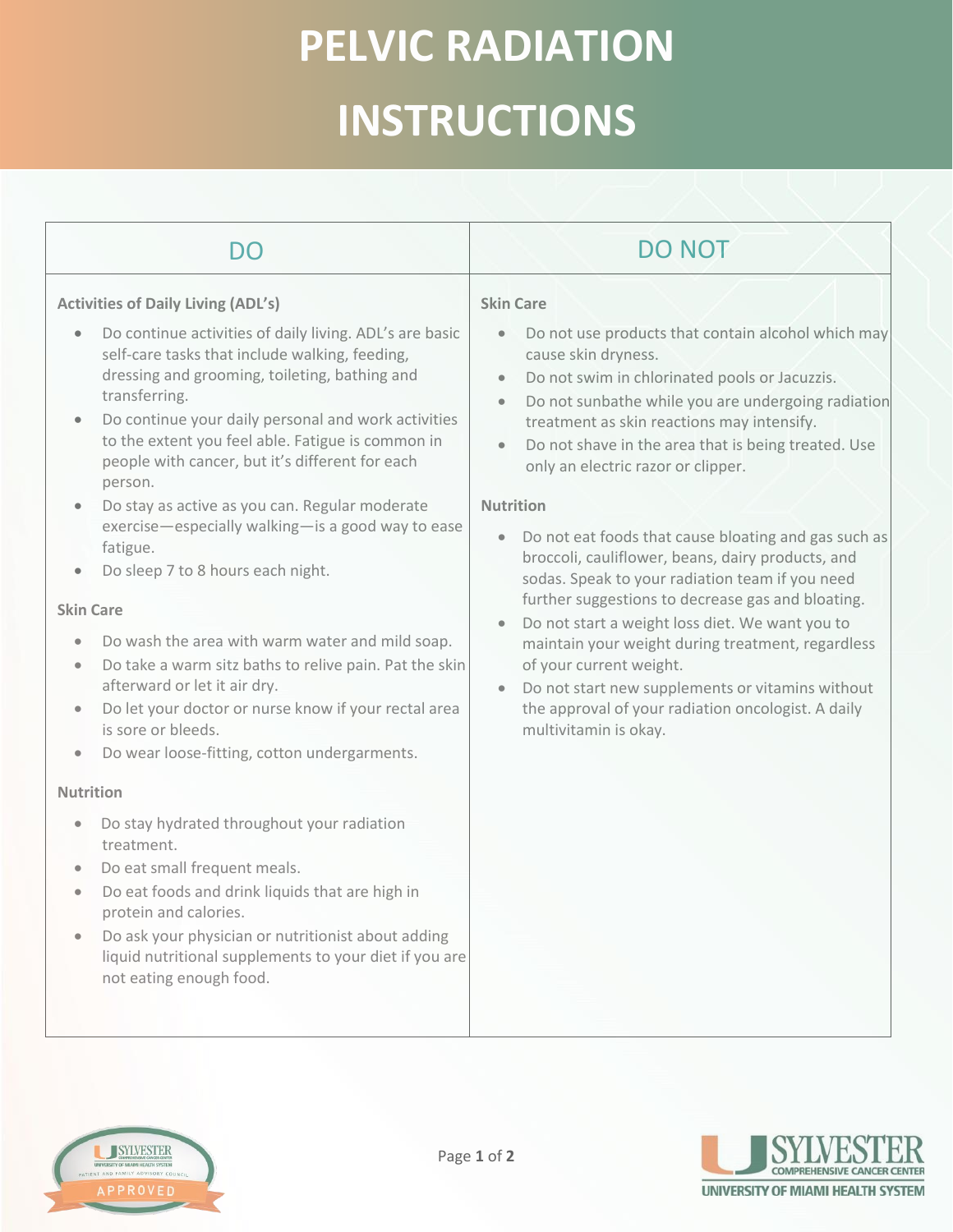# PELVIC RADIATION INSTRUCTIONS

## DO

**Activities of Daily Living (ADL's)**

- Do continue activities of daily living. ADL's are basic self-care tasks that include walking, feeding, dressing and grooming, toileting, bathing and transferring.
- Do continue your daily personal and work activities to the extent you feel able. Fatigue is common in people with cancer, but it's different for each person.
- Do stay as active as you can. Regular moderate exercise—especially walking—is a good way to ease fatigue.
- Do sleep 7 to 8 hours each night.

**Skin Care**

- Do wash the area with warm water and mild soap.
- Do take a warm sitz baths to relive pain. Pat the skin afterward or let it air dry.
- Do let your doctor or nurse know if your rectal area is sore or bleeds.
- Do wear loose-fitting, cotton undergarments.

**Nutrition**

- Do stay hydrated throughout your radiation treatment.
- Do eat small frequent meals.
- Do eat foods and drink liquids that are high in protein and calories.
- Do ask your physician or nutritionist about adding liquid nutritional supplements to your diet if you are not eating enough food.

## DO NOT

**Skin Care**

- Do not use products that contain alcohol which may cause skin dryness.
- Do not swim in chlorinated pools or Jacuzzis.
- Do not sunbathe while you are undergoing radiation treatment as skin reactions may intensify.
- Do not shave in the area that is being treated. Use only an electric razor or clipper.

**Nutrition**

- Do not eat foods that cause bloating and gas such as broccoli, cauliflower, beans, dairy products, and sodas. Speak to your radiation team if you need further suggestions to decrease gas and bloating.
- Do not start a weight loss diet. We want you to maintain your weight during treatment, regardless of your current weight.
- Do not start new supplements or vitamins without the approval of your radiation oncologist. A daily multivitamin is okay.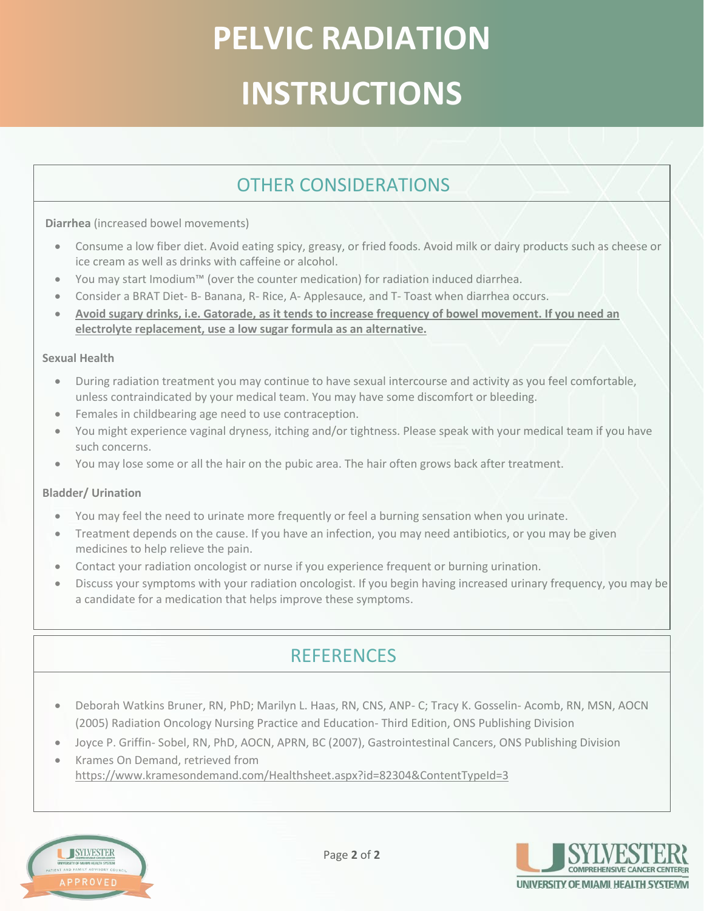# PELVIC RADIATION INSTRUCTIONS

## OTHER CONSIDERATIONS

**Diarrhea** (increased bowel movements)

- Consume a low fiber diet. Avoid eating spicy, greasy, or fried foods. Avoid milk or dairy products such as cheese or ice cream as well as drinks with caffeine or alcohol.
- You may start Imodium™ (over the counter medication) for radiation induced diarrhea.
- Consider a BRAT Diet- B- Banana, R- Rice, A- Applesauce, and T- Toast when diarrhea occurs.
- **Avoid sugary drinks, i.e. Gatorade, as it tends to increase frequency of bowel movement. If you need an electrolyte replacement, use a low sugar formula as an alternative.**

**Sexual Health**

- During radiation treatment you may continue to have sexual intercourse and activity as you feel comfortable, unless contraindicated by your medical team. You may have some discomfort or bleeding.
- Females in childbearing age need to use contraception.
- You might experience vaginal dryness, itching and/or tightness. Please speak with your medical team if you have such concerns.
- You may lose some or all the hair on the pubic area. The hair often grows back after treatment.

**Bladder/ Urination**

- You may feel the need to urinate more frequently or feel a burning sensation when you urinate.
- Treatment depends on the cause. If you have an infection, you may need antibiotics, or you may be given medicines to help relieve the pain.
- Contact your radiation oncologist or nurse if you experience frequent or burning urination.
- Discuss your symptoms with your radiation oncologist. If you begin having increased urinary frequency, you may be a candidate for a medication that helps improve these symptoms.

## REFERENCES

- Deborah Watkins Bruner, RN, PhD; Marilyn L. Haas, RN, CNS, ANP- C; Tracy K. Gosselin- Acomb, RN, MSN, AOCN (2005) Radiation Oncology Nursing Practice and Education- Third Edition, ONS Publishing Division
- Joyce P. Griffin- Sobel, RN, PhD, AOCN, APRN, BC (2007), Gastrointestinal Cancers, ONS Publishing Division
- Krames On Demand, retrieved from https://www.kramesondemand.com/Healthsheet.aspx?id=82304&ContentTypeId=3